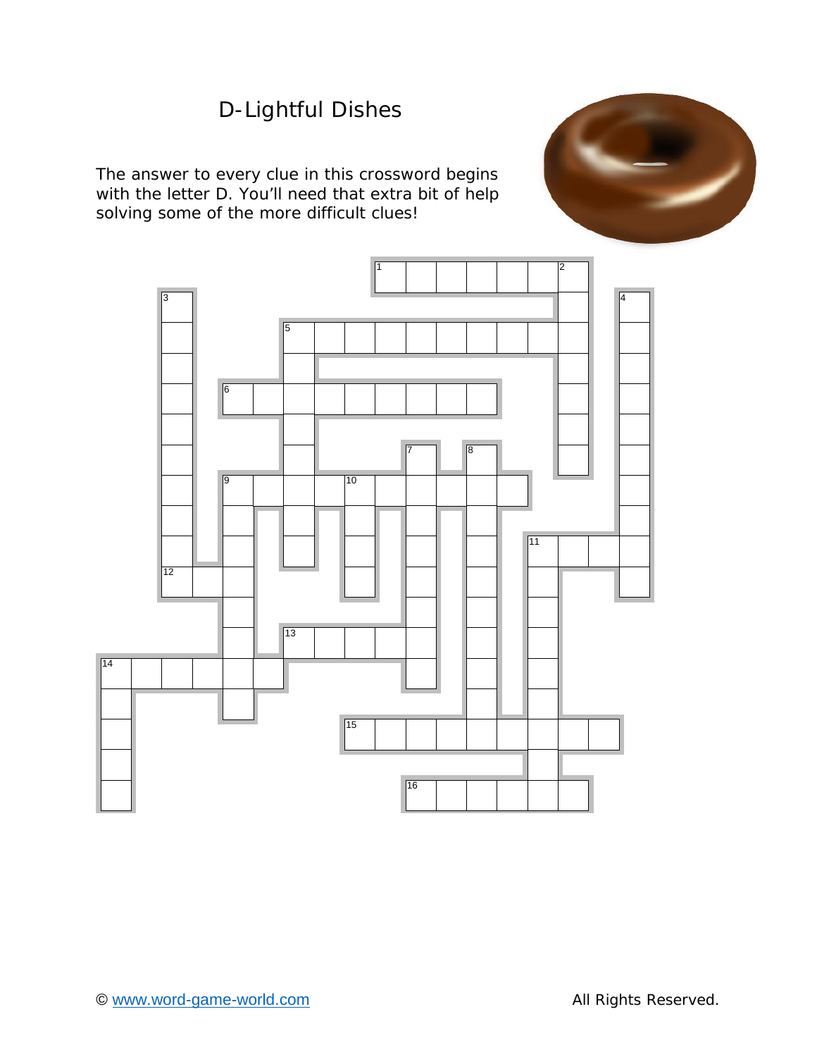# D-Lightful Dishes

The answer to every clue in this crossword begins with the letter D. You'll need that extra bit of help solving some of the more difficult clues!

© www.word-game-world.com All Rights Reserved.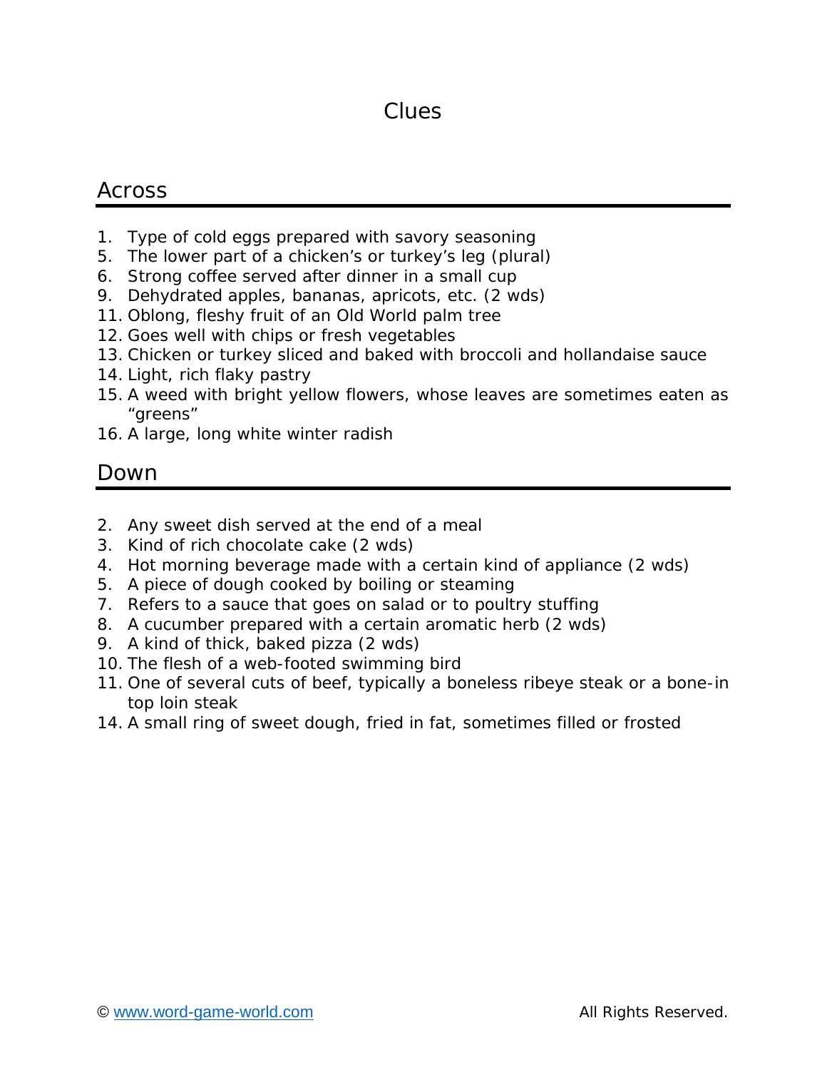# Clues

## Across

1. Type of cold eggs prepared with savory seasoning
5. The lower part of a chicken's or turkey's leg (plural)
6. Strong coffee served after dinner in a small cup
9. Dehydrated apples, bananas, apricots, etc. (2 wds)
11. Oblong, fleshy fruit of an Old World palm tree
12. Goes well with chips or fresh vegetables
13. Chicken or turkey sliced and baked with broccoli and hollandaise sauce
14. Light, rich flaky pastry
15. A weed with bright yellow flowers, whose leaves are sometimes eaten as "greens"
16. A large, long white winter radish

## Down

2. Any sweet dish served at the end of a meal
3. Kind of rich chocolate cake (2 wds)
4. Hot morning beverage made with a certain kind of appliance (2 wds)
5. A piece of dough cooked by boiling or steaming
7. Refers to a sauce that goes on salad or to poultry stuffing
8. A cucumber prepared with a certain aromatic herb (2 wds)
9. A kind of thick, baked pizza (2 wds)
10. The flesh of a web-footed swimming bird
11. One of several cuts of beef, typically a boneless ribeye steak or a bone-in top loin steak
14. A small ring of sweet dough, fried in fat, sometimes filled or frosted

© www.word-game-world.com All Rights Reserved.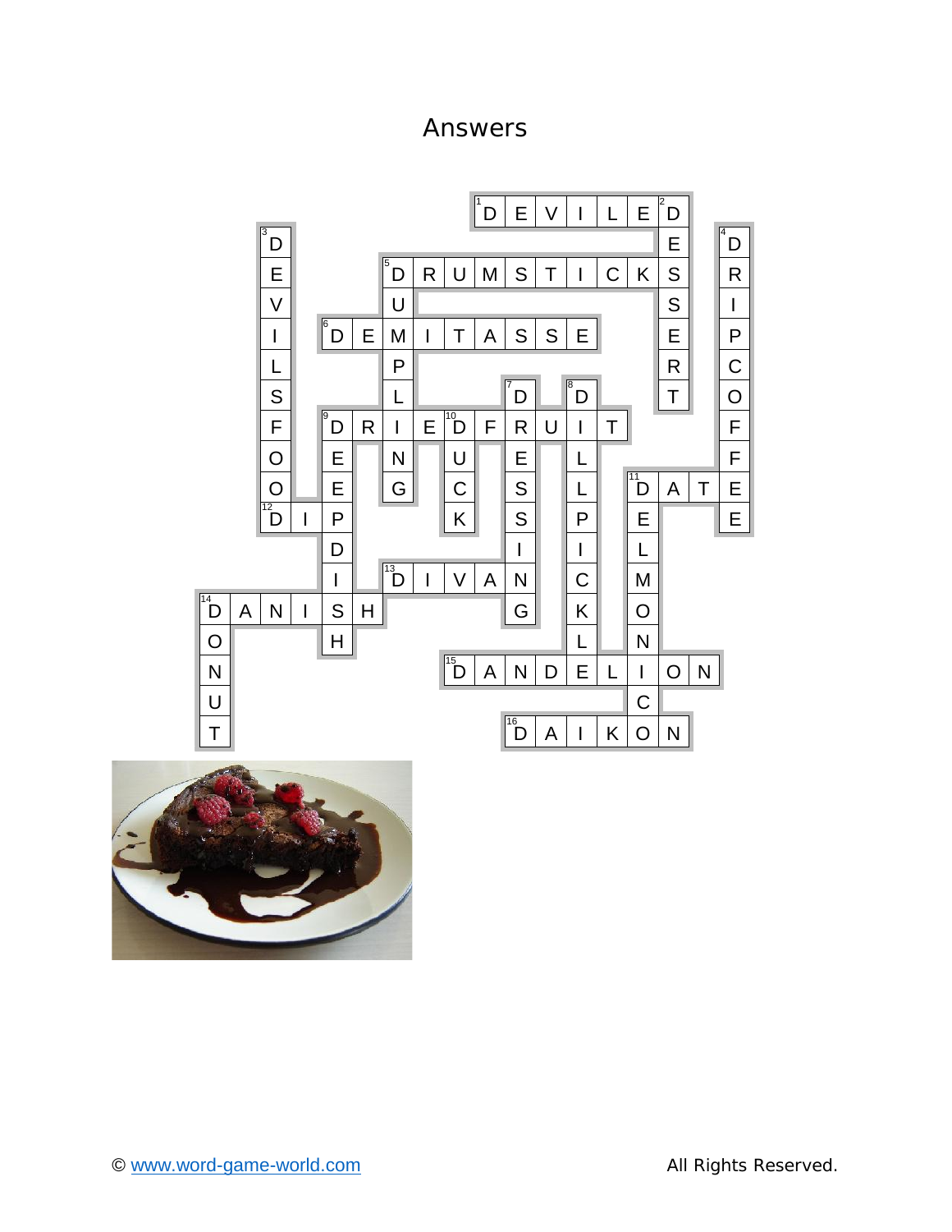# Answers

1 DEVILED
2 DESSERT
3 DEVILSFOOD
4 DRIPCOFFEE
5 DRUMSTICKS
5 DUMPLING
6 DEMITASSE
7 DRESSING
8 DILLPICKLE
9 DRIEDFRUIT
9 DEEPDISH
10 DUCK
11 DATE
11 DELMONICO
12 DIP
13 DIVAN
14 DANISH
14 DONUT
15 DANDELION
16 DAIKON